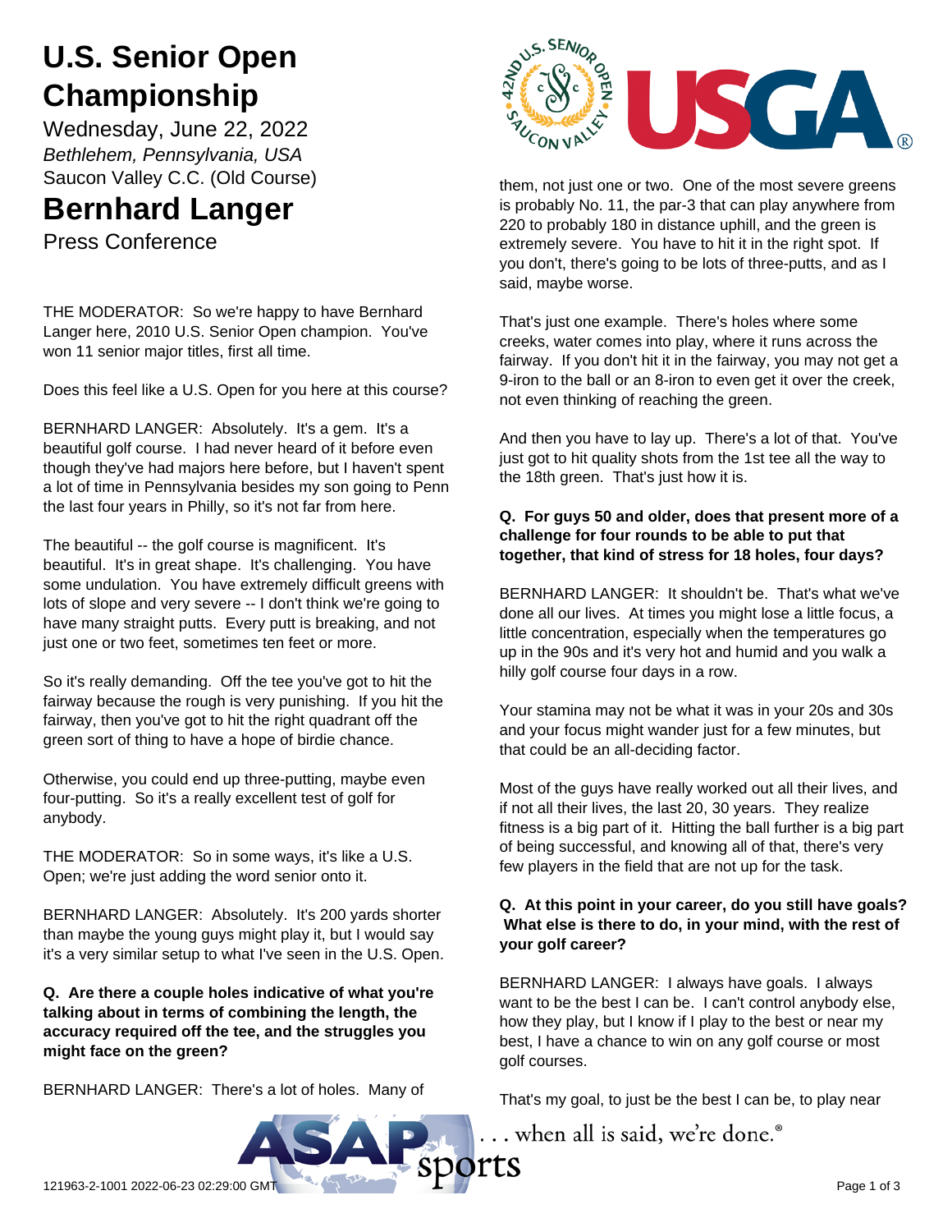# U.S. Senior Open Championship

Wednesday, June 22, 2022

*Bethlehem, Pennsylvania, USA*

Saucon Valley C.C. (Old Course)

# Bernhard Langer

Press Conference

THE MODERATOR: So we're happy to have Bernhard Langer here, 2010 U.S. Senior Open champion. You've won 11 senior major titles, first all time.

Does this feel like a U.S. Open for you here at this course?

BERNHARD LANGER: Absolutely. It's a gem. It's a beautiful golf course. I had never heard of it before even though they've had majors here before, but I haven't spent a lot of time in Pennsylvania besides my son going to Penn the last four years in Philly, so it's not far from here.

The beautiful -- the golf course is magnificent. It's beautiful. It's in great shape. It's challenging. You have some undulation. You have extremely difficult greens with lots of slope and very severe -- I don't think we're going to have many straight putts. Every putt is breaking, and not just one or two feet, sometimes ten feet or more.

So it's really demanding. Off the tee you've got to hit the fairway because the rough is very punishing. If you hit the fairway, then you've got to hit the right quadrant off the green sort of thing to have a hope of birdie chance.

Otherwise, you could end up three-putting, maybe even four-putting. So it's a really excellent test of golf for anybody.

THE MODERATOR: So in some ways, it's like a U.S. Open; we're just adding the word senior onto it.

BERNHARD LANGER: Absolutely. It's 200 yards shorter than maybe the young guys might play it, but I would say it's a very similar setup to what I've seen in the U.S. Open.

**Q. Are there a couple holes indicative of what you're talking about in terms of combining the length, the accuracy required off the tee, and the struggles you might face on the green?**

BERNHARD LANGER: There's a lot of holes. Many of them, not just one or two. One of the most severe greens is probably No. 11, the par-3 that can play anywhere from 220 to probably 180 in distance uphill, and the green is extremely severe. You have to hit it in the right spot. If you don't, there's going to be lots of three-putts, and as I said, maybe worse.

That's just one example. There's holes where some creeks, water comes into play, where it runs across the fairway. If you don't hit it in the fairway, you may not get a 9-iron to the ball or an 8-iron to even get it over the creek, not even thinking of reaching the green.

And then you have to lay up. There's a lot of that. You've just got to hit quality shots from the 1st tee all the way to the 18th green. That's just how it is.

**Q. For guys 50 and older, does that present more of a challenge for four rounds to be able to put that together, that kind of stress for 18 holes, four days?**

BERNHARD LANGER: It shouldn't be. That's what we've done all our lives. At times you might lose a little focus, a little concentration, especially when the temperatures go up in the 90s and it's very hot and humid and you walk a hilly golf course four days in a row.

Your stamina may not be what it was in your 20s and 30s and your focus might wander just for a few minutes, but that could be an all-deciding factor.

Most of the guys have really worked out all their lives, and if not all their lives, the last 20, 30 years. They realize fitness is a big part of it. Hitting the ball further is a big part of being successful, and knowing all of that, there's very few players in the field that are not up for the task.

**Q. At this point in your career, do you still have goals? What else is there to do, in your mind, with the rest of your golf career?**

BERNHARD LANGER: I always have goals. I always want to be the best I can be. I can't control anybody else, how they play, but I know if I play to the best or near my best, I have a chance to win on any golf course or most golf courses.

That's my goal, to just be the best I can be, to play near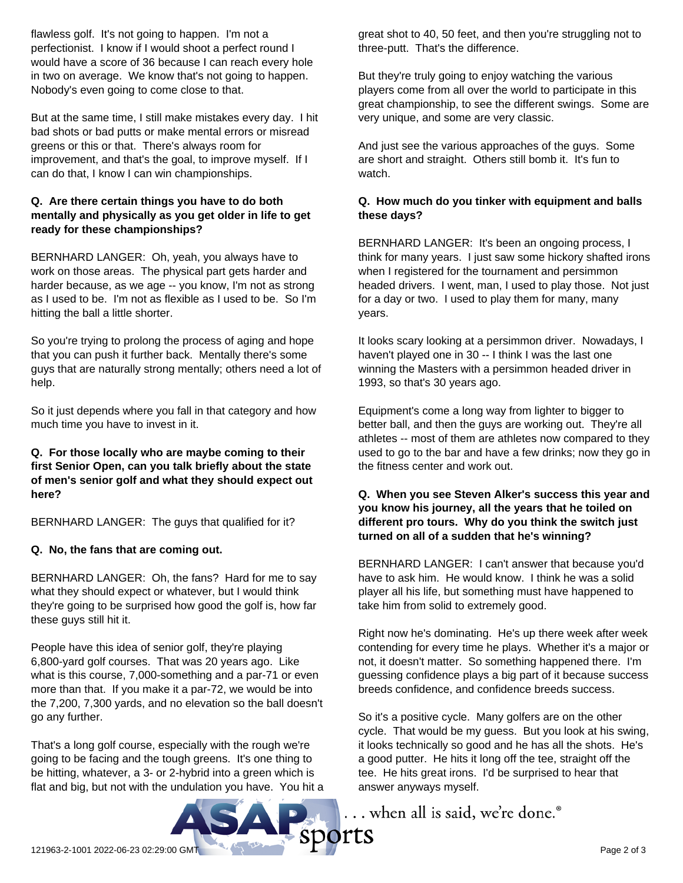flawless golf. It's not going to happen. I'm not a perfectionist. I know if I would shoot a perfect round I would have a score of 36 because I can reach every hole in two on average. We know that's not going to happen. Nobody's even going to come close to that.

But at the same time, I still make mistakes every day. I hit bad shots or bad putts or make mental errors or misread greens or this or that. There's always room for improvement, and that's the goal, to improve myself. If I can do that, I know I can win championships.

**Q. Are there certain things you have to do both mentally and physically as you get older in life to get ready for these championships?**

BERNHARD LANGER: Oh, yeah, you always have to work on those areas. The physical part gets harder and harder because, as we age -- you know, I'm not as strong as I used to be. I'm not as flexible as I used to be. So I'm hitting the ball a little shorter.

So you're trying to prolong the process of aging and hope that you can push it further back. Mentally there's some guys that are naturally strong mentally; others need a lot of help.

So it just depends where you fall in that category and how much time you have to invest in it.

**Q. For those locally who are maybe coming to their first Senior Open, can you talk briefly about the state of men's senior golf and what they should expect out here?**

BERNHARD LANGER: The guys that qualified for it?

**Q. No, the fans that are coming out.**

BERNHARD LANGER: Oh, the fans? Hard for me to say what they should expect or whatever, but I would think they're going to be surprised how good the golf is, how far these guys still hit it.

People have this idea of senior golf, they're playing 6,800-yard golf courses. That was 20 years ago. Like what is this course, 7,000-something and a par-71 or even more than that. If you make it a par-72, we would be into the 7,200, 7,300 yards, and no elevation so the ball doesn't go any further.

That's a long golf course, especially with the rough we're going to be facing and the tough greens. It's one thing to be hitting, whatever, a 3- or 2-hybrid into a green which is flat and big, but not with the undulation you have. You hit a great shot to 40, 50 feet, and then you're struggling not to three-putt. That's the difference.

But they're truly going to enjoy watching the various players come from all over the world to participate in this great championship, to see the different swings. Some are very unique, and some are very classic.

And just see the various approaches of the guys. Some are short and straight. Others still bomb it. It's fun to watch.

**Q. How much do you tinker with equipment and balls these days?**

BERNHARD LANGER: It's been an ongoing process, I think for many years. I just saw some hickory shafted irons when I registered for the tournament and persimmon headed drivers. I went, man, I used to play those. Not just for a day or two. I used to play them for many, many years.

It looks scary looking at a persimmon driver. Nowadays, I haven't played one in 30 -- I think I was the last one winning the Masters with a persimmon headed driver in 1993, so that's 30 years ago.

Equipment's come a long way from lighter to bigger to better ball, and then the guys are working out. They're all athletes -- most of them are athletes now compared to they used to go to the bar and have a few drinks; now they go in the fitness center and work out.

**Q. When you see Steven Alker's success this year and you know his journey, all the years that he toiled on different pro tours. Why do you think the switch just turned on all of a sudden that he's winning?**

BERNHARD LANGER: I can't answer that because you'd have to ask him. He would know. I think he was a solid player all his life, but something must have happened to take him from solid to extremely good.

Right now he's dominating. He's up there week after week contending for every time he plays. Whether it's a major or not, it doesn't matter. So something happened there. I'm guessing confidence plays a big part of it because success breeds confidence, and confidence breeds success.

So it's a positive cycle. Many golfers are on the other cycle. That would be my guess. But you look at his swing, it looks technically so good and he has all the shots. He's a good putter. He hits it long off the tee, straight off the tee. He hits great irons. I'd be surprised to hear that answer anyways myself.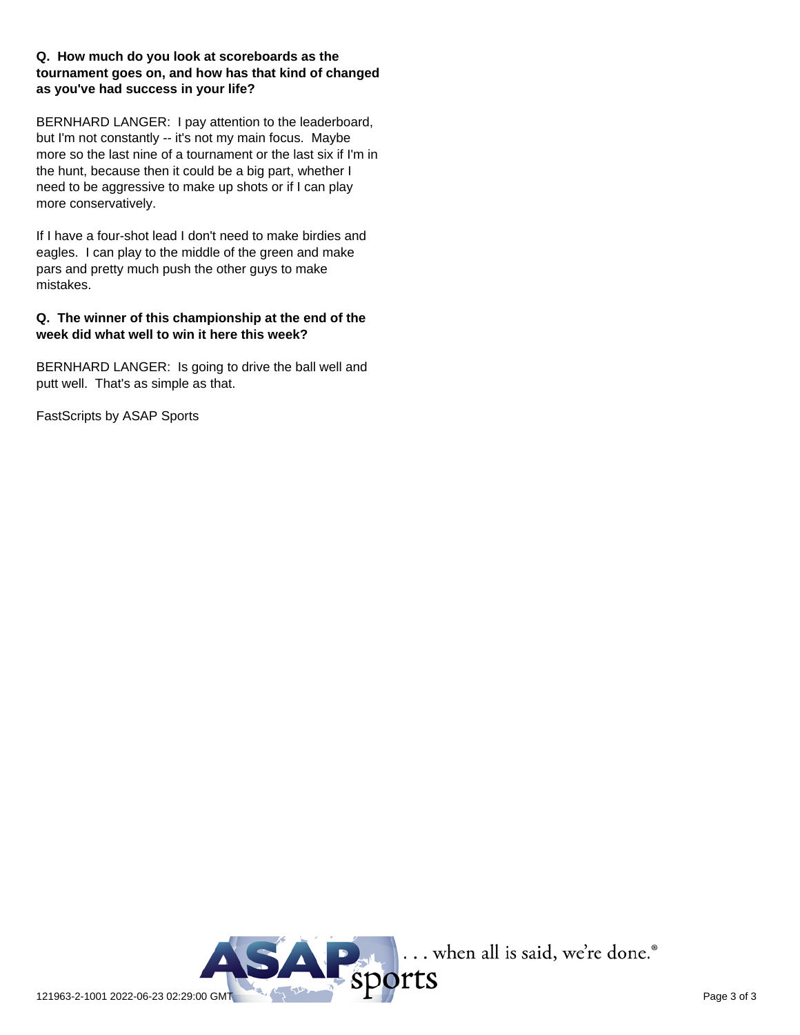**Q. How much do you look at scoreboards as the tournament goes on, and how has that kind of changed as you've had success in your life?**

BERNHARD LANGER: I pay attention to the leaderboard, but I'm not constantly -- it's not my main focus. Maybe more so the last nine of a tournament or the last six if I'm in the hunt, because then it could be a big part, whether I need to be aggressive to make up shots or if I can play more conservatively.

If I have a four-shot lead I don't need to make birdies and eagles. I can play to the middle of the green and make pars and pretty much push the other guys to make mistakes.

**Q. The winner of this championship at the end of the week did what well to win it here this week?**

BERNHARD LANGER: Is going to drive the ball well and putt well. That's as simple as that.

FastScripts by ASAP Sports